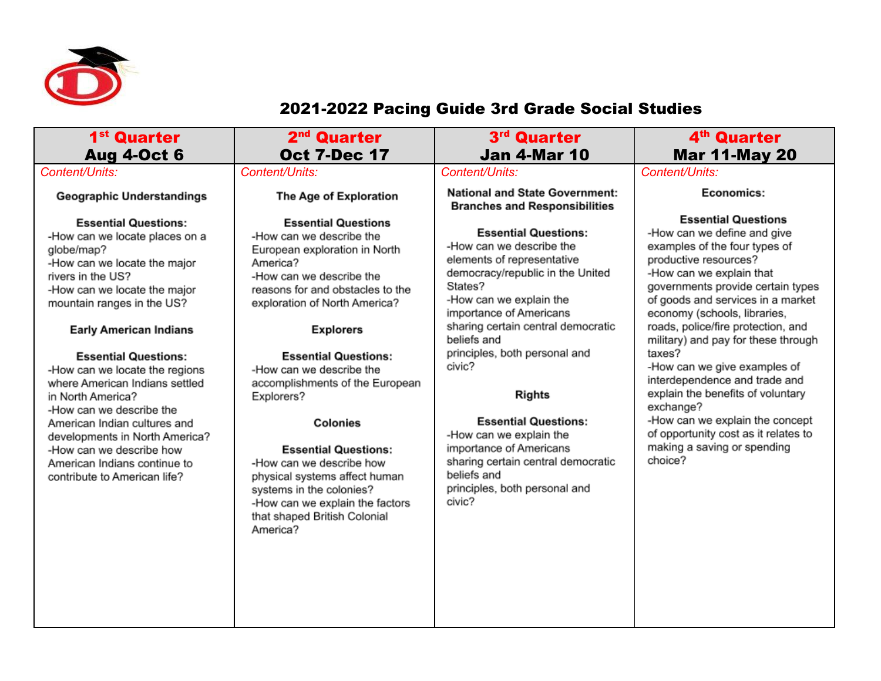# 2021-2022 Pacing Guide 3rd Grade Social Studies

| 1st Quarter<br>Aug 4-Oct 6 | 2nd Quarter<br>Oct 7-Dec 17 | 3rd Quarter<br>Jan 4-Mar 10 | 4th Quarter<br>Mar 11-May 20 |
|---|---|---|---|
| *Content/Units:*<br><br>**Geographic Understandings**<br><br>**Essential Questions:**<br>-How can we locate places on a globe/map?<br>-How can we locate the major rivers in the US?<br>-How can we locate the major mountain ranges in the US?<br><br>**Early American Indians**<br><br>**Essential Questions:**<br>-How can we locate the regions where American Indians settled in North America?<br>-How can we describe the American Indian cultures and developments in North America?<br>-How can we describe how American Indians continue to contribute to American life? | *Content/Units:*<br><br>**The Age of Exploration**<br><br>**Essential Questions**<br>-How can we describe the European exploration in North America?<br>-How can we describe the reasons for and obstacles to the exploration of North America?<br><br>**Explorers**<br><br>**Essential Questions:**<br>-How can we describe the accomplishments of the European Explorers?<br><br>**Colonies**<br><br>**Essential Questions:**<br>-How can we describe how physical systems affect human systems in the colonies?<br>-How can we explain the factors that shaped British Colonial America? | *Content/Units:*<br><br>**National and State Government: Branches and Responsibilities**<br><br>**Essential Questions:**<br>-How can we describe the elements of representative democracy/republic in the United States?<br>-How can we explain the importance of Americans sharing certain central democratic beliefs and principles, both personal and civic?<br><br>**Rights**<br><br>**Essential Questions:**<br>-How can we explain the importance of Americans sharing certain central democratic beliefs and principles, both personal and civic? | *Content/Units:*<br><br>**Economics:**<br><br>**Essential Questions**<br>-How can we define and give examples of the four types of productive resources?<br>-How can we explain that governments provide certain types of goods and services in a market economy (schools, libraries, roads, police/fire protection, and military) and pay for these through taxes?<br>-How can we give examples of interdependence and trade and explain the benefits of voluntary exchange?<br>-How can we explain the concept of opportunity cost as it relates to making a saving or spending choice? |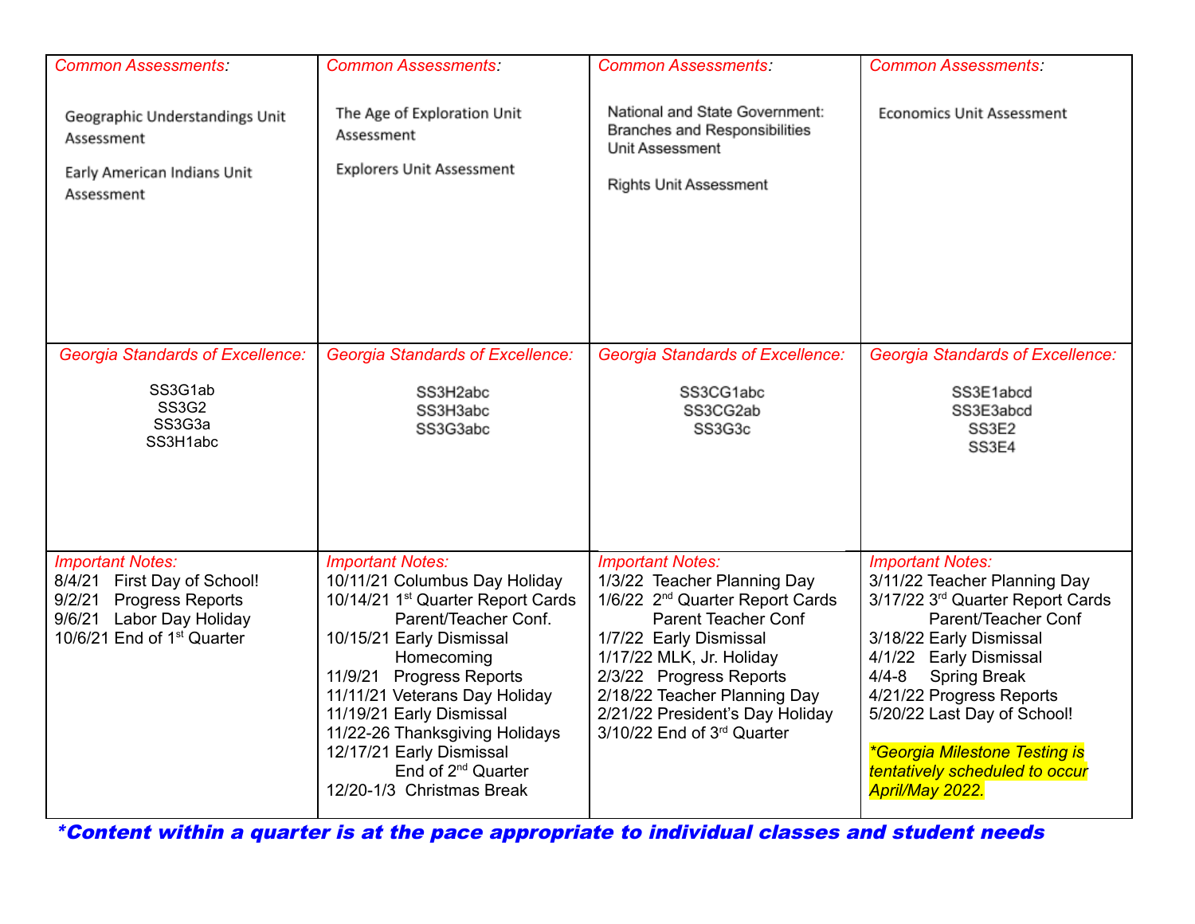| | | | |
|---|---|---|---|
| *Common Assessments:*<br><br>Geographic Understandings Unit Assessment<br><br>Early American Indians Unit Assessment | *Common Assessments:*<br><br>The Age of Exploration Unit Assessment<br><br>Explorers Unit Assessment | *Common Assessments:*<br><br>National and State Government: Branches and Responsibilities Unit Assessment<br><br>Rights Unit Assessment | *Common Assessments:*<br><br>Economics Unit Assessment |
| *Georgia Standards of Excellence:*<br><br>SS3G1ab<br>SS3G2<br>SS3G3a<br>SS3H1abc | *Georgia Standards of Excellence:*<br><br>SS3H2abc<br>SS3H3abc<br>SS3G3abc | *Georgia Standards of Excellence:*<br><br>SS3CG1abc<br>SS3CG2ab<br>SS3G3c | *Georgia Standards of Excellence:*<br><br>SS3E1abcd<br>SS3E3abcd<br>SS3E2<br>SS3E4 |
| *Important Notes:*<br>8/4/21 First Day of School!<br>9/2/21 Progress Reports<br>9/6/21 Labor Day Holiday<br>10/6/21 End of 1st Quarter | *Important Notes:*<br>10/11/21 Columbus Day Holiday<br>10/14/21 1st Quarter Report Cards Parent/Teacher Conf.<br>10/15/21 Early Dismissal Homecoming<br>11/9/21 Progress Reports<br>11/11/21 Veterans Day Holiday<br>11/19/21 Early Dismissal<br>11/22-26 Thanksgiving Holidays<br>12/17/21 Early Dismissal End of 2nd Quarter<br>12/20-1/3 Christmas Break | *Important Notes:*<br>1/3/22 Teacher Planning Day<br>1/6/22 2nd Quarter Report Cards Parent Teacher Conf<br>1/7/22 Early Dismissal<br>1/17/22 MLK, Jr. Holiday<br>2/3/22 Progress Reports<br>2/18/22 Teacher Planning Day<br>2/21/22 President's Day Holiday<br>3/10/22 End of 3rd Quarter | *Important Notes:*<br>3/11/22 Teacher Planning Day<br>3/17/22 3rd Quarter Report Cards Parent/Teacher Conf<br>3/18/22 Early Dismissal<br>4/1/22 Early Dismissal<br>4/4-8 Spring Break<br>4/21/22 Progress Reports<br>5/20/22 Last Day of School!<br><br>*\*Georgia Milestone Testing is tentatively scheduled to occur April/May 2022.* |

***\*Content within a quarter is at the pace appropriate to individual classes and student needs***